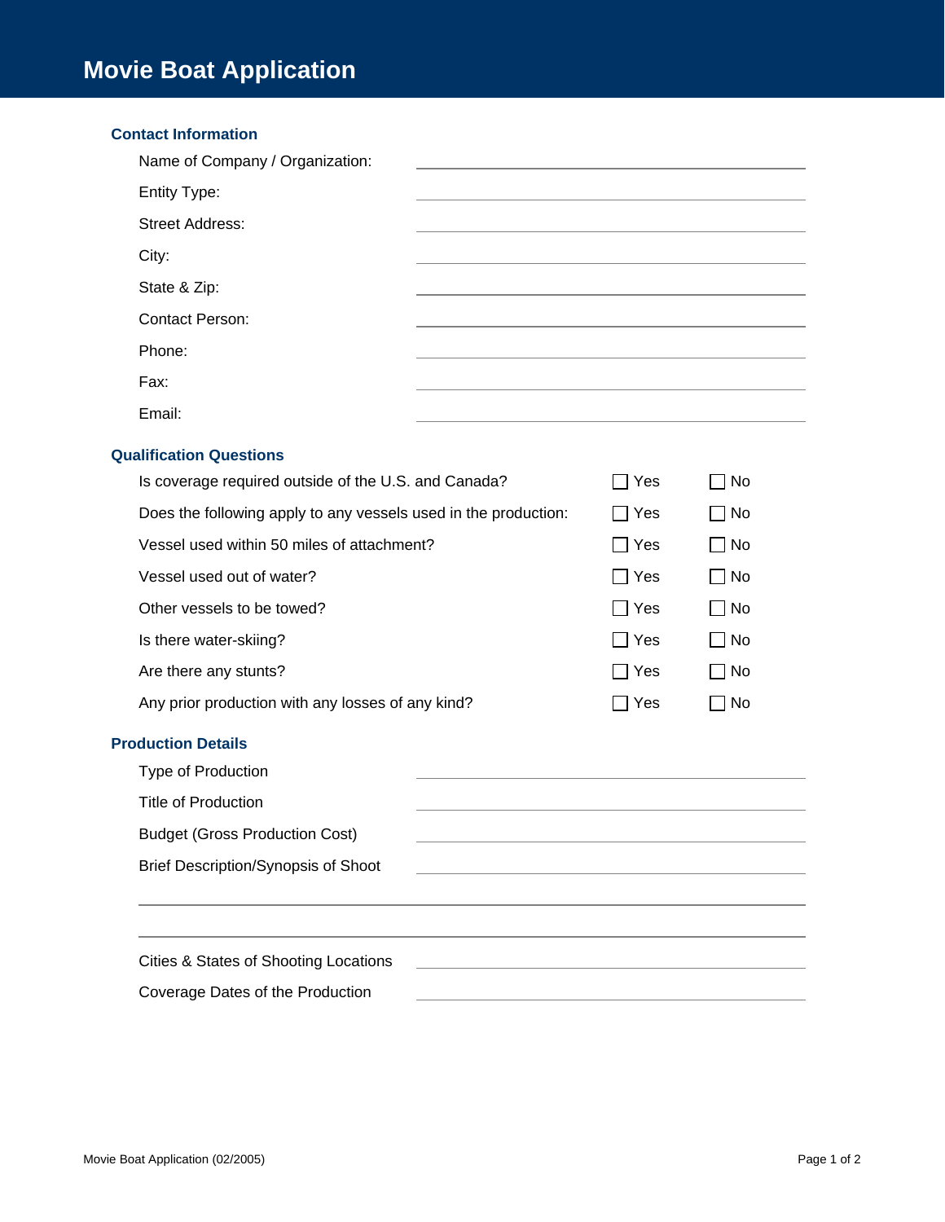# Movie Boat Application

## Contact Information

Name of Company / Organization: \_\_\_\_\_\_\_\_\_\_\_\_\_\_\_\_\_\_\_\_

Entity Type: \_\_\_\_\_\_\_\_\_\_\_\_\_\_\_\_\_\_\_\_

Street Address: \_\_\_\_\_\_\_\_\_\_\_\_\_\_\_\_\_\_\_\_

City: \_\_\_\_\_\_\_\_\_\_\_\_\_\_\_\_\_\_\_\_

State & Zip: \_\_\_\_\_\_\_\_\_\_\_\_\_\_\_\_\_\_\_\_

Contact Person: \_\_\_\_\_\_\_\_\_\_\_\_\_\_\_\_\_\_\_\_

Phone: \_\_\_\_\_\_\_\_\_\_\_\_\_\_\_\_\_\_\_\_

Fax: \_\_\_\_\_\_\_\_\_\_\_\_\_\_\_\_\_\_\_\_

Email: \_\_\_\_\_\_\_\_\_\_\_\_\_\_\_\_\_\_\_\_

## Qualification Questions

| Question | Yes | No |
|---|---|---|
| Is coverage required outside of the U.S. and Canada? | ☐ Yes | ☐ No |
| Does the following apply to any vessels used in the production: | ☐ Yes | ☐ No |
| Vessel used within 50 miles of attachment? | ☐ Yes | ☐ No |
| Vessel used out of water? | ☐ Yes | ☐ No |
| Other vessels to be towed? | ☐ Yes | ☐ No |
| Is there water-skiing? | ☐ Yes | ☐ No |
| Are there any stunts? | ☐ Yes | ☐ No |
| Any prior production with any losses of any kind? | ☐ Yes | ☐ No |

## Production Details

Type of Production \_\_\_\_\_\_\_\_\_\_\_\_\_\_\_\_\_\_\_\_

Title of Production \_\_\_\_\_\_\_\_\_\_\_\_\_\_\_\_\_\_\_\_

Budget (Gross Production Cost) \_\_\_\_\_\_\_\_\_\_\_\_\_\_\_\_\_\_\_\_

Brief Description/Synopsis of Shoot \_\_\_\_\_\_\_\_\_\_\_\_\_\_\_\_\_\_\_\_

\_\_\_\_\_\_\_\_\_\_\_\_\_\_\_\_\_\_\_\_\_\_\_\_\_\_\_\_\_\_\_\_\_\_\_\_\_\_\_\_

\_\_\_\_\_\_\_\_\_\_\_\_\_\_\_\_\_\_\_\_\_\_\_\_\_\_\_\_\_\_\_\_\_\_\_\_\_\_\_\_

Cities & States of Shooting Locations \_\_\_\_\_\_\_\_\_\_\_\_\_\_\_\_\_\_\_\_

Coverage Dates of the Production \_\_\_\_\_\_\_\_\_\_\_\_\_\_\_\_\_\_\_\_

Movie Boat Application (02/2005)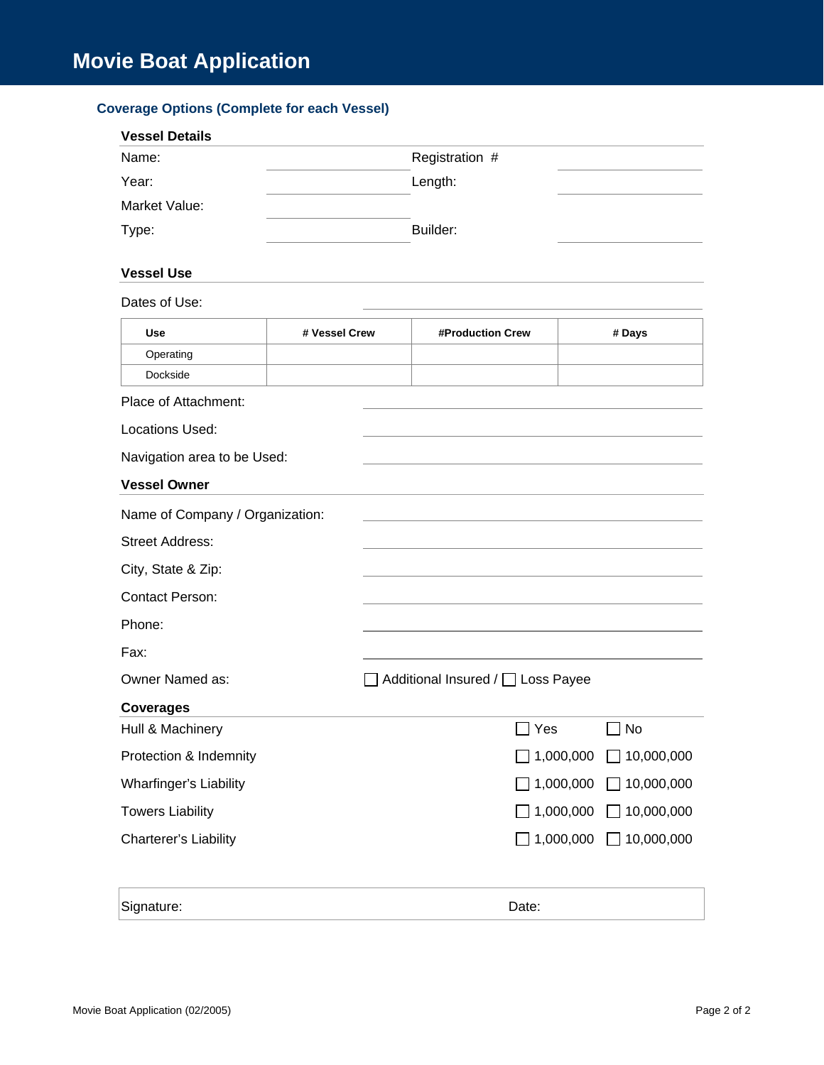# Movie Boat Application

## Coverage Options (Complete for each Vessel)

### Vessel Details

Name: ____________ Registration #: ____________

Year: ____________ Length: ____________

Market Value: ____________

Type: ____________ Builder: ____________

### Vessel Use

Dates of Use: ____________

| Use | # Vessel Crew | #Production Crew | # Days |
|---|---|---|---|
| Operating | | | |
| Dockside | | | |

Place of Attachment: ____________

Locations Used: ____________

Navigation area to be Used: ____________

### Vessel Owner

Name of Company / Organization: ____________

Street Address: ____________

City, State & Zip: ____________

Contact Person: ____________

Phone: ____________

Fax: ____________

Owner Named as: ☐ Additional Insured / ☐ Loss Payee

### Coverages

| | | |
|---|---|---|
| Hull & Machinery | ☐ Yes | ☐ No |
| Protection & Indemnity | ☐ 1,000,000 | ☐ 10,000,000 |
| Wharfinger's Liability | ☐ 1,000,000 | ☐ 10,000,000 |
| Towers Liability | ☐ 1,000,000 | ☐ 10,000,000 |
| Charterer's Liability | ☐ 1,000,000 | ☐ 10,000,000 |

Signature: ____________ Date: ____________